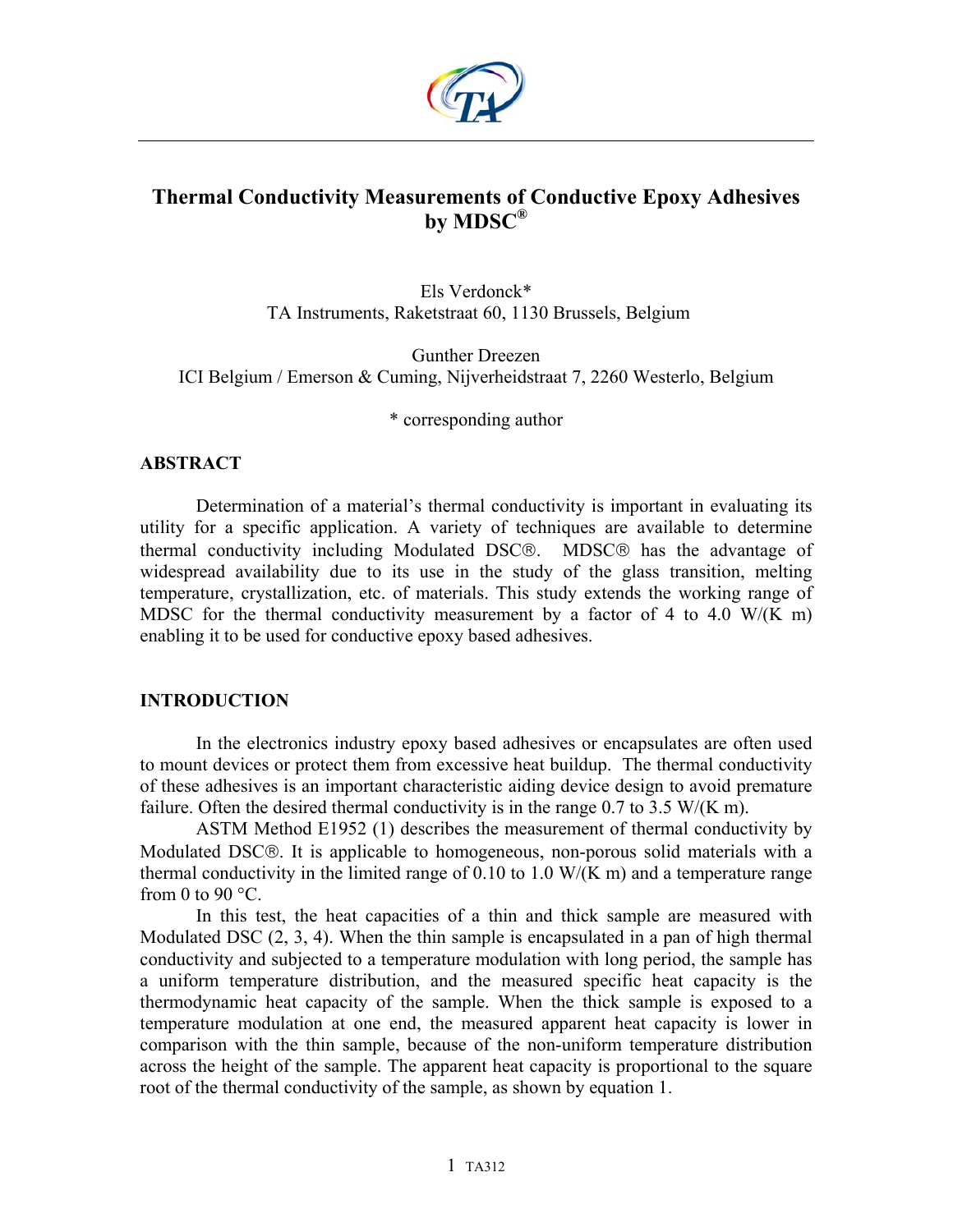# Thermal Conductivity Measurements of Conductive Epoxy Adhesives by MDSC®

Els Verdonck*
TA Instruments, Raketstraat 60, 1130 Brussels, Belgium

Gunther Dreezen
ICI Belgium / Emerson & Cuming, Nijverheidstraat 7, 2260 Westerlo, Belgium

* corresponding author

## ABSTRACT

Determination of a material's thermal conductivity is important in evaluating its utility for a specific application. A variety of techniques are available to determine thermal conductivity including Modulated DSC®. MDSC® has the advantage of widespread availability due to its use in the study of the glass transition, melting temperature, crystallization, etc. of materials. This study extends the working range of MDSC for the thermal conductivity measurement by a factor of 4 to 4.0 W/(K m) enabling it to be used for conductive epoxy based adhesives.

## INTRODUCTION

In the electronics industry epoxy based adhesives or encapsulates are often used to mount devices or protect them from excessive heat buildup. The thermal conductivity of these adhesives is an important characteristic aiding device design to avoid premature failure. Often the desired thermal conductivity is in the range 0.7 to 3.5 W/(K m).

ASTM Method E1952 (1) describes the measurement of thermal conductivity by Modulated DSC®. It is applicable to homogeneous, non-porous solid materials with a thermal conductivity in the limited range of 0.10 to 1.0 W/(K m) and a temperature range from 0 to 90 °C.

In this test, the heat capacities of a thin and thick sample are measured with Modulated DSC (2, 3, 4). When the thin sample is encapsulated in a pan of high thermal conductivity and subjected to a temperature modulation with long period, the sample has a uniform temperature distribution, and the measured specific heat capacity is the thermodynamic heat capacity of the sample. When the thick sample is exposed to a temperature modulation at one end, the measured apparent heat capacity is lower in comparison with the thin sample, because of the non-uniform temperature distribution across the height of the sample. The apparent heat capacity is proportional to the square root of the thermal conductivity of the sample, as shown by equation 1.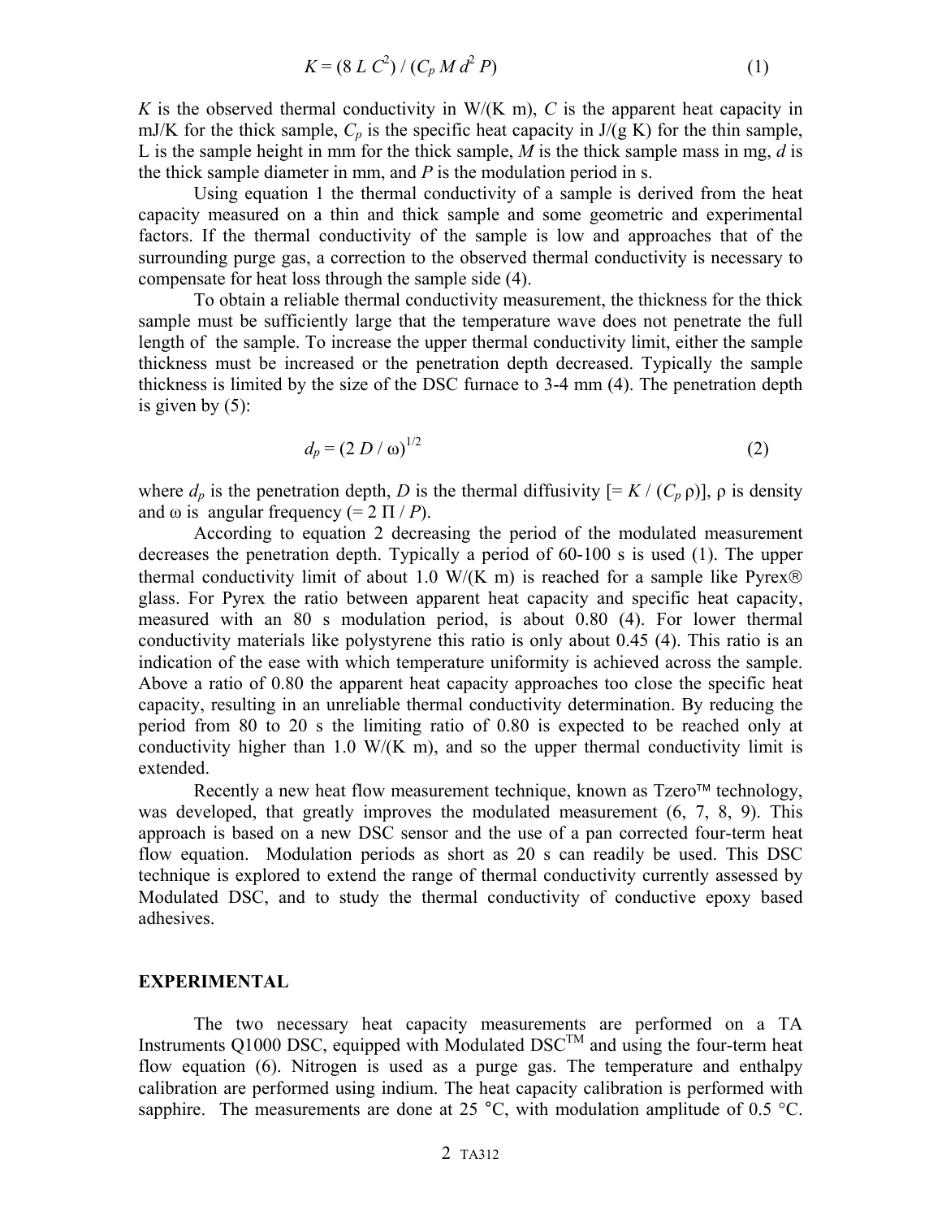$$K = (8\,L\,C^2) / (C_p\,M\,d^2\,P) \qquad (1)$$

$K$ is the observed thermal conductivity in W/(K m), $C$ is the apparent heat capacity in mJ/K for the thick sample, $C_p$ is the specific heat capacity in J/(g K) for the thin sample, L is the sample height in mm for the thick sample, $M$ is the thick sample mass in mg, $d$ is the thick sample diameter in mm, and $P$ is the modulation period in s.

Using equation 1 the thermal conductivity of a sample is derived from the heat capacity measured on a thin and thick sample and some geometric and experimental factors. If the thermal conductivity of the sample is low and approaches that of the surrounding purge gas, a correction to the observed thermal conductivity is necessary to compensate for heat loss through the sample side (4).

To obtain a reliable thermal conductivity measurement, the thickness for the thick sample must be sufficiently large that the temperature wave does not penetrate the full length of the sample. To increase the upper thermal conductivity limit, either the sample thickness must be increased or the penetration depth decreased. Typically the sample thickness is limited by the size of the DSC furnace to 3-4 mm (4). The penetration depth is given by (5):

$$d_p = (2\,D / \omega)^{1/2} \qquad (2)$$

where $d_p$ is the penetration depth, $D$ is the thermal diffusivity [$= K / (C_p\,\rho)$], $\rho$ is density and $\omega$ is angular frequency ($= 2\,\Pi / P$).

According to equation 2 decreasing the period of the modulated measurement decreases the penetration depth. Typically a period of 60-100 s is used (1). The upper thermal conductivity limit of about 1.0 W/(K m) is reached for a sample like Pyrex® glass. For Pyrex the ratio between apparent heat capacity and specific heat capacity, measured with an 80 s modulation period, is about 0.80 (4). For lower thermal conductivity materials like polystyrene this ratio is only about 0.45 (4). This ratio is an indication of the ease with which temperature uniformity is achieved across the sample. Above a ratio of 0.80 the apparent heat capacity approaches too close the specific heat capacity, resulting in an unreliable thermal conductivity determination. By reducing the period from 80 to 20 s the limiting ratio of 0.80 is expected to be reached only at conductivity higher than 1.0 W/(K m), and so the upper thermal conductivity limit is extended.

Recently a new heat flow measurement technique, known as Tzero™ technology, was developed, that greatly improves the modulated measurement (6, 7, 8, 9). This approach is based on a new DSC sensor and the use of a pan corrected four-term heat flow equation. Modulation periods as short as 20 s can readily be used. This DSC technique is explored to extend the range of thermal conductivity currently assessed by Modulated DSC, and to study the thermal conductivity of conductive epoxy based adhesives.

## EXPERIMENTAL

The two necessary heat capacity measurements are performed on a TA Instruments Q1000 DSC, equipped with Modulated DSC™ and using the four-term heat flow equation (6). Nitrogen is used as a purge gas. The temperature and enthalpy calibration are performed using indium. The heat capacity calibration is performed with sapphire. The measurements are done at 25 °C, with modulation amplitude of 0.5 °C.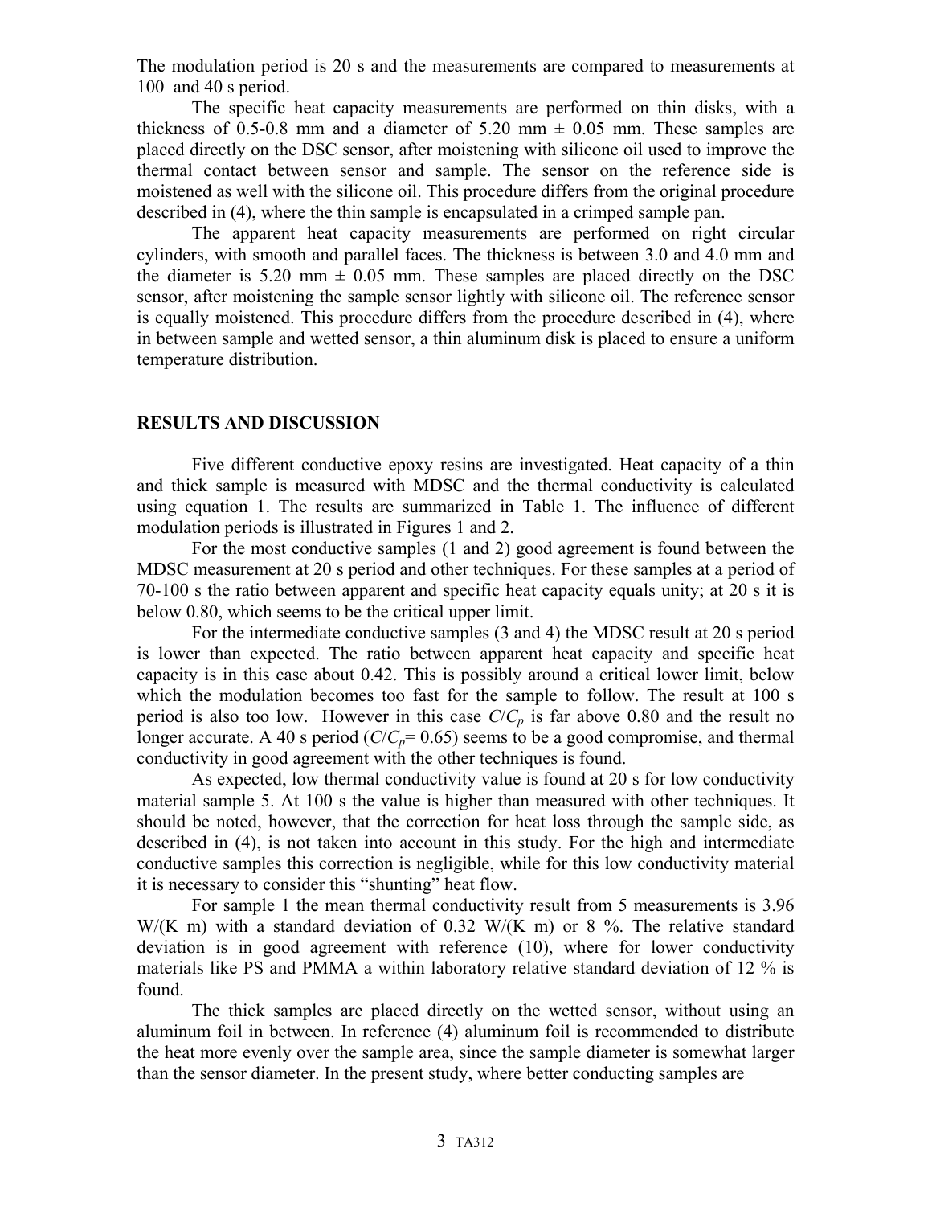The modulation period is 20 s and the measurements are compared to measurements at 100 and 40 s period.

The specific heat capacity measurements are performed on thin disks, with a thickness of 0.5-0.8 mm and a diameter of 5.20 mm ± 0.05 mm. These samples are placed directly on the DSC sensor, after moistening with silicone oil used to improve the thermal contact between sensor and sample. The sensor on the reference side is moistened as well with the silicone oil. This procedure differs from the original procedure described in (4), where the thin sample is encapsulated in a crimped sample pan.

The apparent heat capacity measurements are performed on right circular cylinders, with smooth and parallel faces. The thickness is between 3.0 and 4.0 mm and the diameter is 5.20 mm ± 0.05 mm. These samples are placed directly on the DSC sensor, after moistening the sample sensor lightly with silicone oil. The reference sensor is equally moistened. This procedure differs from the procedure described in (4), where in between sample and wetted sensor, a thin aluminum disk is placed to ensure a uniform temperature distribution.

## RESULTS AND DISCUSSION

Five different conductive epoxy resins are investigated. Heat capacity of a thin and thick sample is measured with MDSC and the thermal conductivity is calculated using equation 1. The results are summarized in Table 1. The influence of different modulation periods is illustrated in Figures 1 and 2.

For the most conductive samples (1 and 2) good agreement is found between the MDSC measurement at 20 s period and other techniques. For these samples at a period of 70-100 s the ratio between apparent and specific heat capacity equals unity; at 20 s it is below 0.80, which seems to be the critical upper limit.

For the intermediate conductive samples (3 and 4) the MDSC result at 20 s period is lower than expected. The ratio between apparent heat capacity and specific heat capacity is in this case about 0.42. This is possibly around a critical lower limit, below which the modulation becomes too fast for the sample to follow. The result at 100 s period is also too low. However in this case $C/C_p$ is far above 0.80 and the result no longer accurate. A 40 s period ($C/C_p$= 0.65) seems to be a good compromise, and thermal conductivity in good agreement with the other techniques is found.

As expected, low thermal conductivity value is found at 20 s for low conductivity material sample 5. At 100 s the value is higher than measured with other techniques. It should be noted, however, that the correction for heat loss through the sample side, as described in (4), is not taken into account in this study. For the high and intermediate conductive samples this correction is negligible, while for this low conductivity material it is necessary to consider this "shunting" heat flow.

For sample 1 the mean thermal conductivity result from 5 measurements is 3.96 W/(K m) with a standard deviation of 0.32 W/(K m) or 8 %. The relative standard deviation is in good agreement with reference (10), where for lower conductivity materials like PS and PMMA a within laboratory relative standard deviation of 12 % is found.

The thick samples are placed directly on the wetted sensor, without using an aluminum foil in between. In reference (4) aluminum foil is recommended to distribute the heat more evenly over the sample area, since the sample diameter is somewhat larger than the sensor diameter. In the present study, where better conducting samples are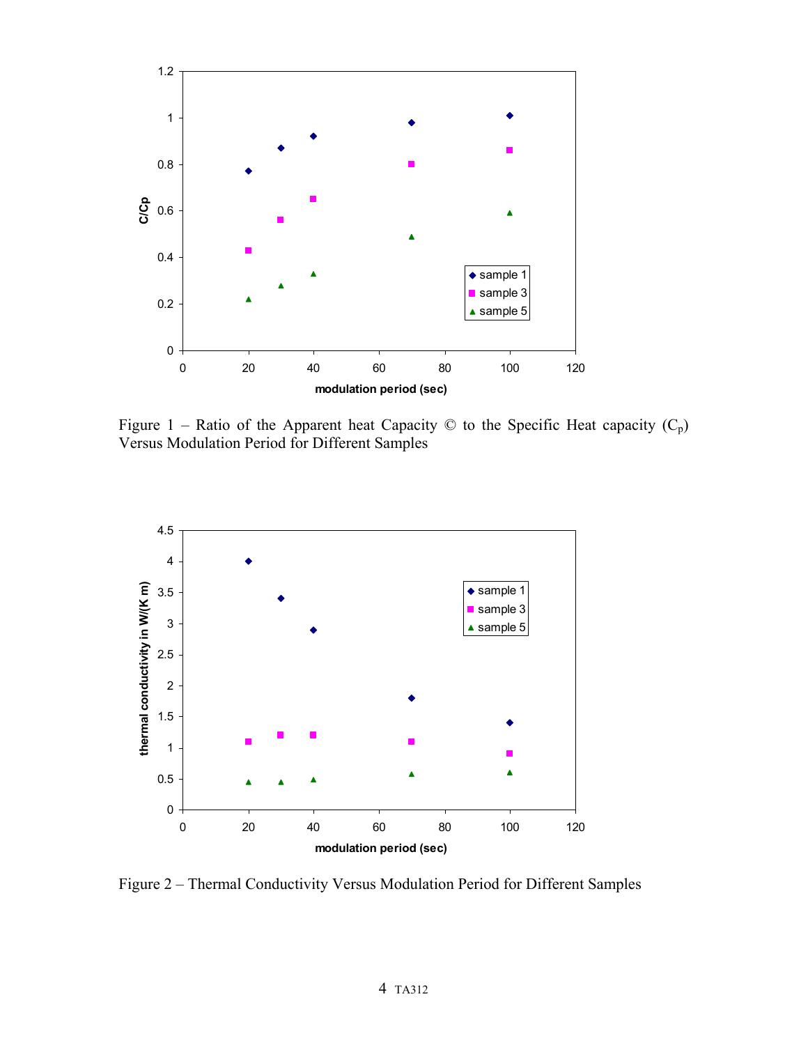Figure 1 – Ratio of the Apparent heat Capacity © to the Specific Heat capacity ($C_p$) Versus Modulation Period for Different Samples

Figure 2 – Thermal Conductivity Versus Modulation Period for Different Samples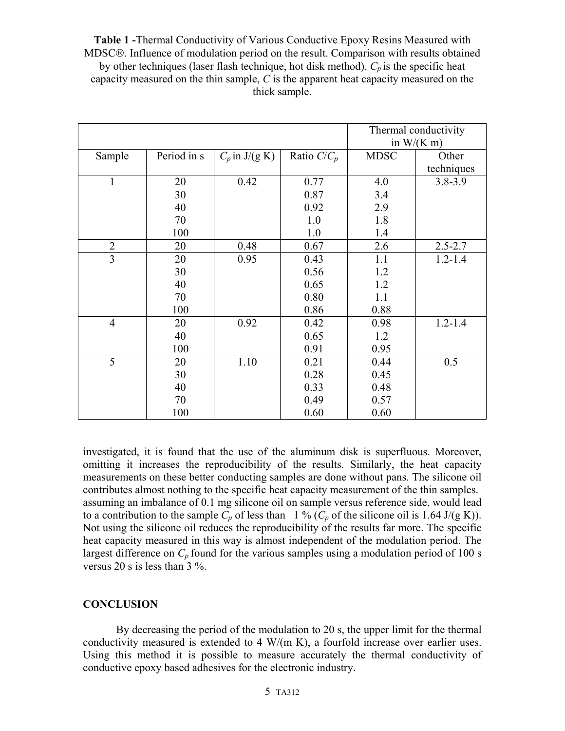**Table 1 -**Thermal Conductivity of Various Conductive Epoxy Resins Measured with MDSC®. Influence of modulation period on the result. Comparison with results obtained by other techniques (laser flash technique, hot disk method). $C_p$ is the specific heat capacity measured on the thin sample, $C$ is the apparent heat capacity measured on the thick sample.

| | | | | Thermal conductivity in W/(K m) | |
|---|---|---|---|---|---|
| Sample | Period in s | $C_p$ in J/(g K) | Ratio $C/C_p$ | MDSC | Other techniques |
| 1 | 20 | 0.42 | 0.77 | 4.0 | 3.8-3.9 |
| | 30 | | 0.87 | 3.4 | |
| | 40 | | 0.92 | 2.9 | |
| | 70 | | 1.0 | 1.8 | |
| | 100 | | 1.0 | 1.4 | |
| 2 | 20 | 0.48 | 0.67 | 2.6 | 2.5-2.7 |
| 3 | 20 | 0.95 | 0.43 | 1.1 | 1.2-1.4 |
| | 30 | | 0.56 | 1.2 | |
| | 40 | | 0.65 | 1.2 | |
| | 70 | | 0.80 | 1.1 | |
| | 100 | | 0.86 | 0.88 | |
| 4 | 20 | 0.92 | 0.42 | 0.98 | 1.2-1.4 |
| | 40 | | 0.65 | 1.2 | |
| | 100 | | 0.91 | 0.95 | |
| 5 | 20 | 1.10 | 0.21 | 0.44 | 0.5 |
| | 30 | | 0.28 | 0.45 | |
| | 40 | | 0.33 | 0.48 | |
| | 70 | | 0.49 | 0.57 | |
| | 100 | | 0.60 | 0.60 | |

investigated, it is found that the use of the aluminum disk is superfluous. Moreover, omitting it increases the reproducibility of the results. Similarly, the heat capacity measurements on these better conducting samples are done without pans. The silicone oil contributes almost nothing to the specific heat capacity measurement of the thin samples. assuming an imbalance of 0.1 mg silicone oil on sample versus reference side, would lead to a contribution to the sample $C_p$ of less than 1 % ($C_p$ of the silicone oil is 1.64 J/(g K)). Not using the silicone oil reduces the reproducibility of the results far more. The specific heat capacity measured in this way is almost independent of the modulation period. The largest difference on $C_p$ found for the various samples using a modulation period of 100 s versus 20 s is less than 3 %.

## CONCLUSION

By decreasing the period of the modulation to 20 s, the upper limit for the thermal conductivity measured is extended to 4 W/(m K), a fourfold increase over earlier uses. Using this method it is possible to measure accurately the thermal conductivity of conductive epoxy based adhesives for the electronic industry.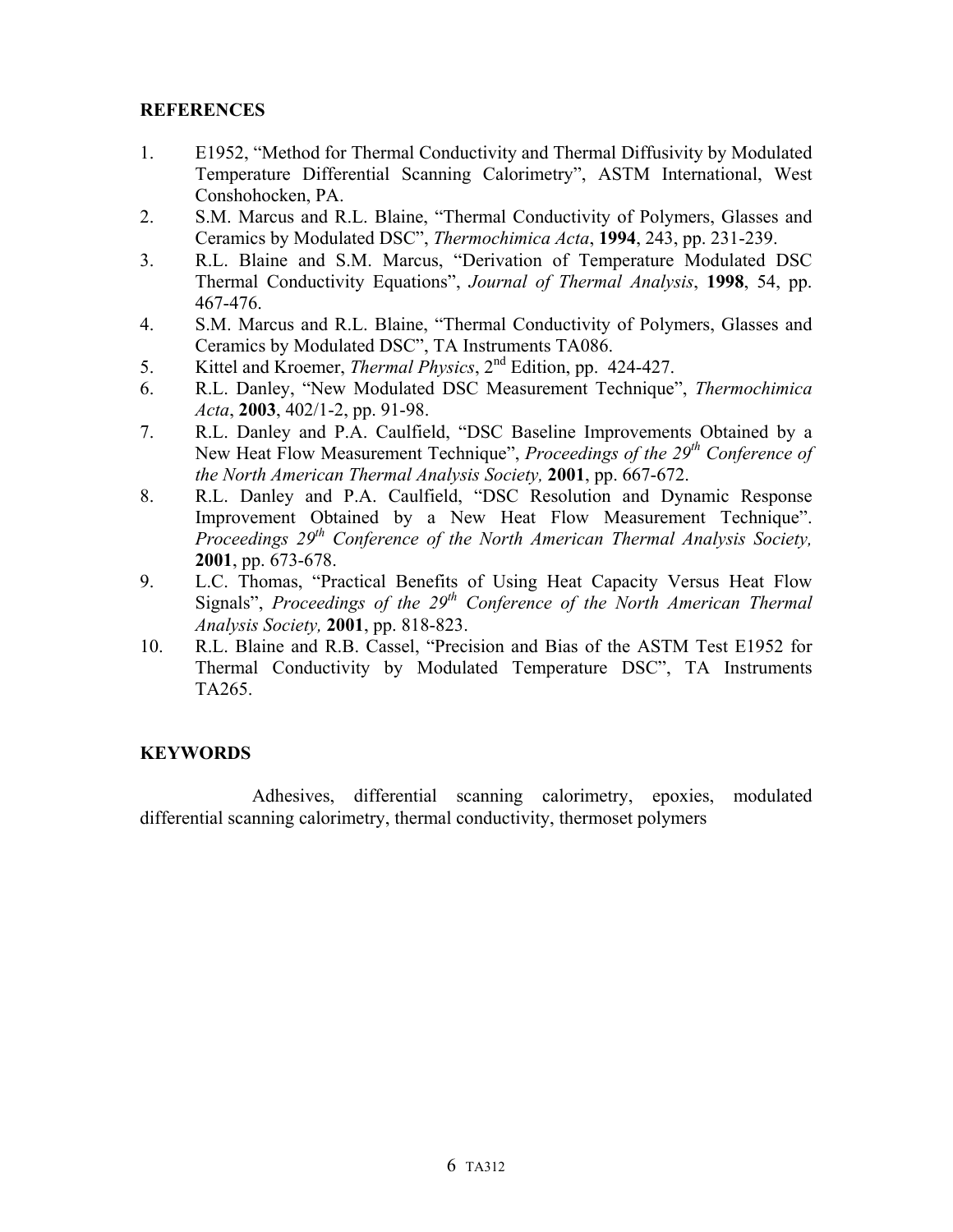## REFERENCES

1. E1952, "Method for Thermal Conductivity and Thermal Diffusivity by Modulated Temperature Differential Scanning Calorimetry", ASTM International, West Conshohocken, PA.
2. S.M. Marcus and R.L. Blaine, "Thermal Conductivity of Polymers, Glasses and Ceramics by Modulated DSC", *Thermochimica Acta*, **1994**, 243, pp. 231-239.
3. R.L. Blaine and S.M. Marcus, "Derivation of Temperature Modulated DSC Thermal Conductivity Equations", *Journal of Thermal Analysis*, **1998**, 54, pp. 467-476.
4. S.M. Marcus and R.L. Blaine, "Thermal Conductivity of Polymers, Glasses and Ceramics by Modulated DSC", TA Instruments TA086.
5. Kittel and Kroemer, *Thermal Physics*, 2nd Edition, pp. 424-427.
6. R.L. Danley, "New Modulated DSC Measurement Technique", *Thermochimica Acta*, **2003**, 402/1-2, pp. 91-98.
7. R.L. Danley and P.A. Caulfield, "DSC Baseline Improvements Obtained by a New Heat Flow Measurement Technique", *Proceedings of the 29th Conference of the North American Thermal Analysis Society,* **2001**, pp. 667-672.
8. R.L. Danley and P.A. Caulfield, "DSC Resolution and Dynamic Response Improvement Obtained by a New Heat Flow Measurement Technique". *Proceedings 29th Conference of the North American Thermal Analysis Society,* **2001**, pp. 673-678.
9. L.C. Thomas, "Practical Benefits of Using Heat Capacity Versus Heat Flow Signals", *Proceedings of the 29th Conference of the North American Thermal Analysis Society,* **2001**, pp. 818-823.
10. R.L. Blaine and R.B. Cassel, "Precision and Bias of the ASTM Test E1952 for Thermal Conductivity by Modulated Temperature DSC", TA Instruments TA265.

## KEYWORDS

Adhesives, differential scanning calorimetry, epoxies, modulated differential scanning calorimetry, thermal conductivity, thermoset polymers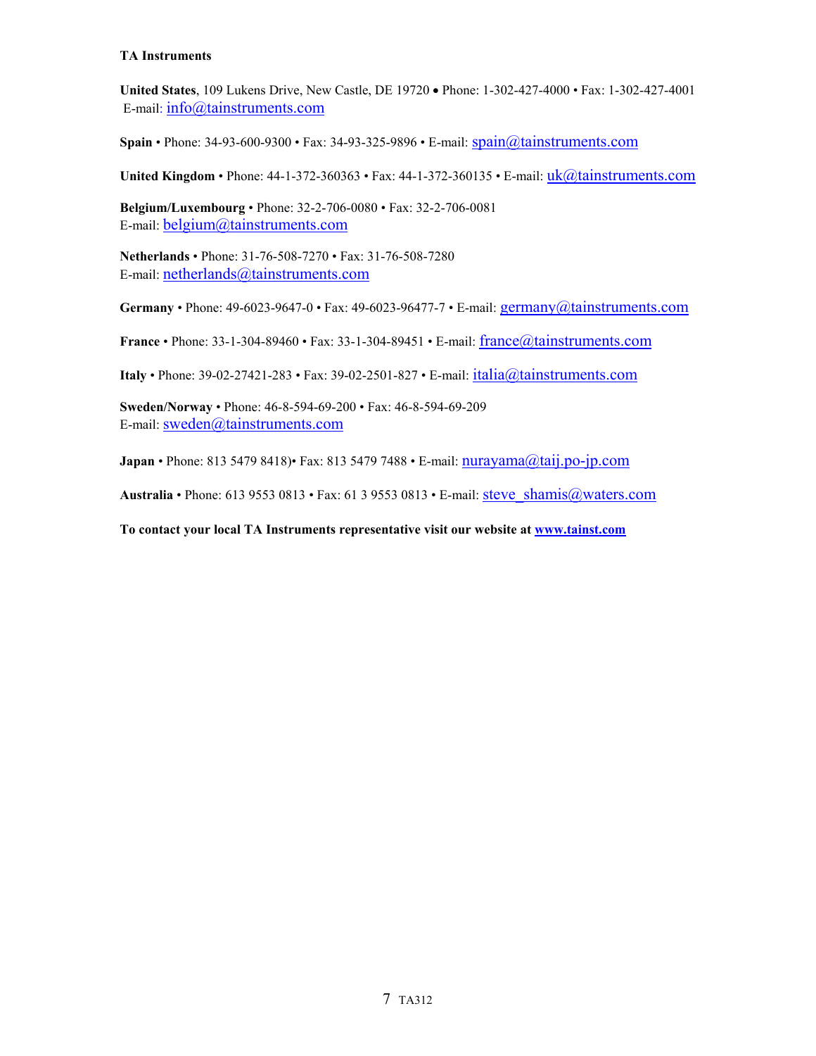**TA Instruments**

**United States**, 109 Lukens Drive, New Castle, DE 19720 • Phone: 1-302-427-4000 • Fax: 1-302-427-4001
E-mail: info@tainstruments.com

**Spain** • Phone: 34-93-600-9300 • Fax: 34-93-325-9896 • E-mail: spain@tainstruments.com

**United Kingdom** • Phone: 44-1-372-360363 • Fax: 44-1-372-360135 • E-mail: uk@tainstruments.com

**Belgium/Luxembourg** • Phone: 32-2-706-0080 • Fax: 32-2-706-0081
E-mail: belgium@tainstruments.com

**Netherlands** • Phone: 31-76-508-7270 • Fax: 31-76-508-7280
E-mail: netherlands@tainstruments.com

**Germany** • Phone: 49-6023-9647-0 • Fax: 49-6023-96477-7 • E-mail: germany@tainstruments.com

**France** • Phone: 33-1-304-89460 • Fax: 33-1-304-89451 • E-mail: france@tainstruments.com

**Italy** • Phone: 39-02-27421-283 • Fax: 39-02-2501-827 • E-mail: italia@tainstruments.com

**Sweden/Norway** • Phone: 46-8-594-69-200 • Fax: 46-8-594-69-209
E-mail: sweden@tainstruments.com

**Japan** • Phone: 813 5479 8418)• Fax: 813 5479 7488 • E-mail: nurayama@taij.po-jp.com

**Australia** • Phone: 613 9553 0813 • Fax: 61 3 9553 0813 • E-mail: steve_shamis@waters.com

**To contact your local TA Instruments representative visit our website at www.tainst.com**